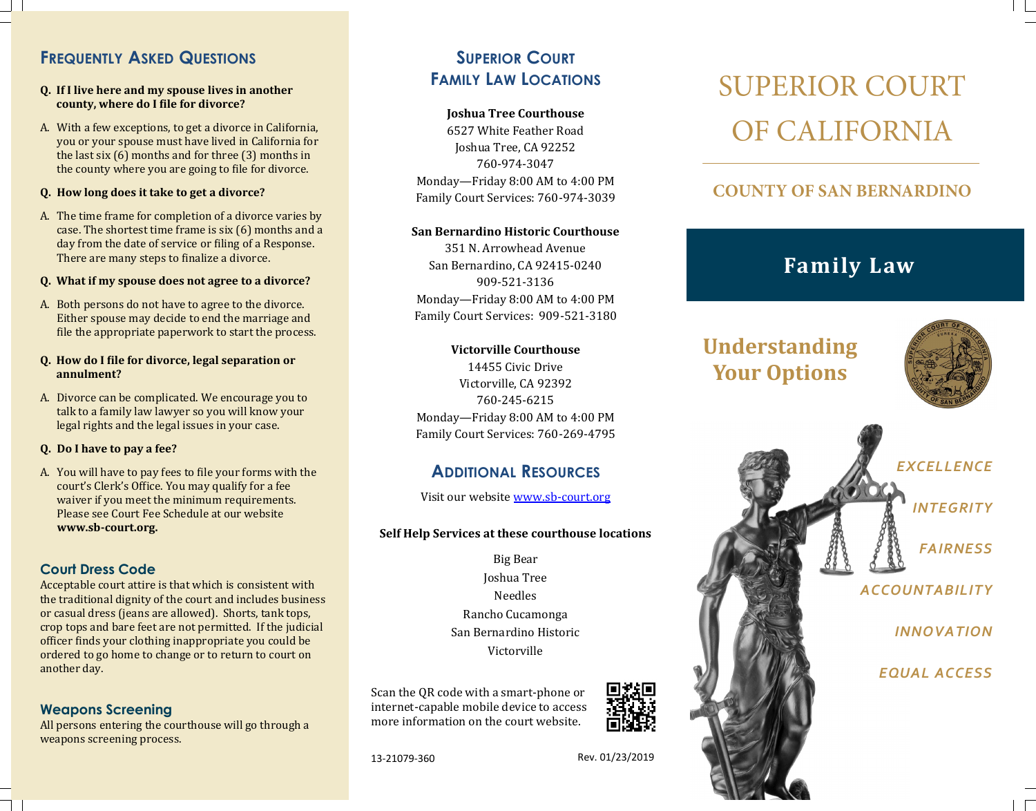## Frequently Asked Questions

**Q. If I live here and my spouse lives in another county, where do I file for divorce?**

A. With a few exceptions, to get a divorce in California, you or your spouse must have lived in California for the last six (6) months and for three (3) months in the county where you are going to file for divorce.

**Q. How long does it take to get a divorce?**

A. The time frame for completion of a divorce varies by case. The shortest time frame is six (6) months and a day from the date of service or filing of a Response. There are many steps to finalize a divorce.

**Q. What if my spouse does not agree to a divorce?**

A. Both persons do not have to agree to the divorce. Either spouse may decide to end the marriage and file the appropriate paperwork to start the process.

**Q. How do I file for divorce, legal separation or annulment?**

A. Divorce can be complicated. We encourage you to talk to a family law lawyer so you will know your legal rights and the legal issues in your case.

**Q. Do I have to pay a fee?**

A. You will have to pay fees to file your forms with the court's Clerk's Office. You may qualify for a fee waiver if you meet the minimum requirements. Please see Court Fee Schedule at our website **www.sb-court.org.**

### Court Dress Code

Acceptable court attire is that which is consistent with the traditional dignity of the court and includes business or casual dress (jeans are allowed). Shorts, tank tops, crop tops and bare feet are not permitted. If the judicial officer finds your clothing inappropriate you could be ordered to go home to change or to return to court on another day.

### Weapons Screening

All persons entering the courthouse will go through a weapons screening process.

## Superior Court Family Law Locations

**Joshua Tree Courthouse**
6527 White Feather Road
Joshua Tree, CA 92252
760-974-3047
Monday—Friday 8:00 AM to 4:00 PM
Family Court Services: 760-974-3039

**San Bernardino Historic Courthouse**
351 N. Arrowhead Avenue
San Bernardino, CA 92415-0240
909-521-3136
Monday—Friday 8:00 AM to 4:00 PM
Family Court Services: 909-521-3180

**Victorville Courthouse**
14455 Civic Drive
Victorville, CA 92392
760-245-6215
Monday—Friday 8:00 AM to 4:00 PM
Family Court Services: 760-269-4795

## Additional Resources

Visit our website [www.sb-court.org](http://www.sb-court.org)

**Self Help Services at these courthouse locations**

Big Bear
Joshua Tree
Needles
Rancho Cucamonga
San Bernardino Historic
Victorville

Scan the QR code with a smart-phone or internet-capable mobile device to access more information on the court website.

13-21079-360

Rev. 01/23/2019

# SUPERIOR COURT OF CALIFORNIA

## COUNTY OF SAN BERNARDINO

## Family Law

## Understanding Your Options

*EXCELLENCE*

*INTEGRITY*

*FAIRNESS*

*ACCOUNTABILITY*

*INNOVATION*

*EQUAL ACCESS*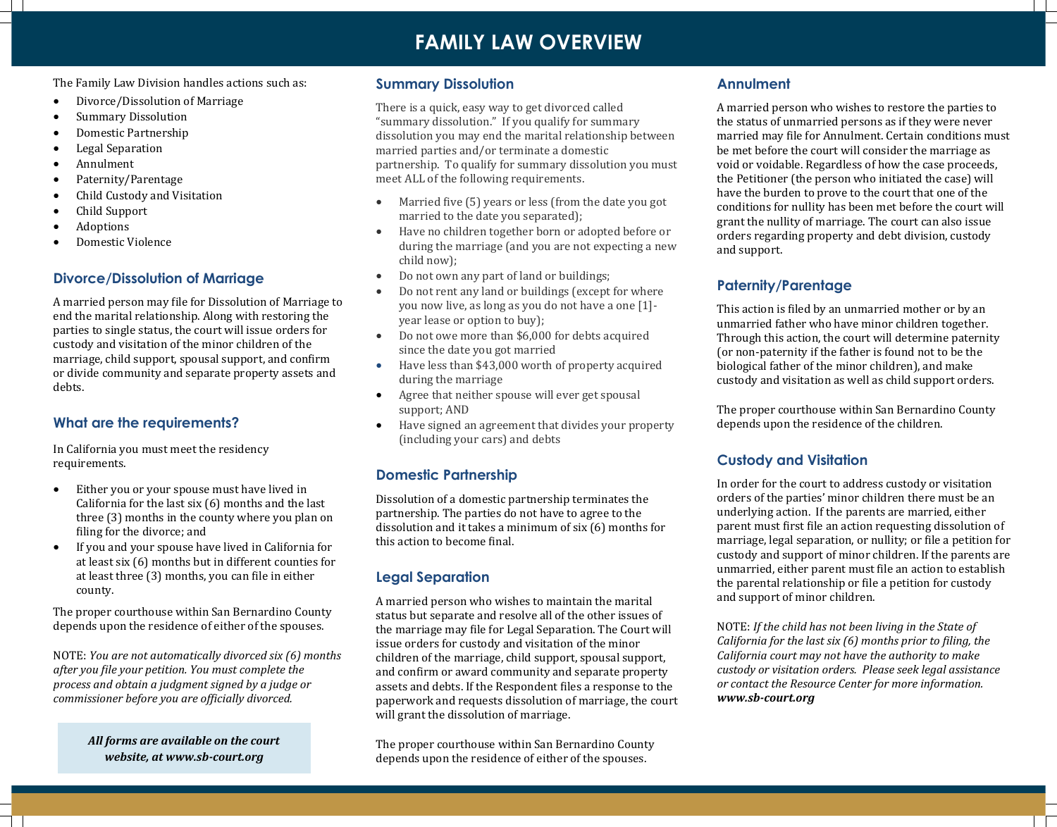# FAMILY LAW OVERVIEW

The Family Law Division handles actions such as:

- Divorce/Dissolution of Marriage
- Summary Dissolution
- Domestic Partnership
- Legal Separation
- Annulment
- Paternity/Parentage
- Child Custody and Visitation
- Child Support
- Adoptions
- Domestic Violence

## Divorce/Dissolution of Marriage

A married person may file for Dissolution of Marriage to end the marital relationship. Along with restoring the parties to single status, the court will issue orders for custody and visitation of the minor children of the marriage, child support, spousal support, and confirm or divide community and separate property assets and debts.

## What are the requirements?

In California you must meet the residency requirements.

- Either you or your spouse must have lived in California for the last six (6) months and the last three (3) months in the county where you plan on filing for the divorce; and
- If you and your spouse have lived in California for at least six (6) months but in different counties for at least three (3) months, you can file in either county.

The proper courthouse within San Bernardino County depends upon the residence of either of the spouses.

NOTE: *You are not automatically divorced six (6) months after you file your petition. You must complete the process and obtain a judgment signed by a judge or commissioner before you are officially divorced.*

***All forms are available on the court website, at www.sb-court.org***

## Summary Dissolution

There is a quick, easy way to get divorced called "summary dissolution." If you qualify for summary dissolution you may end the marital relationship between married parties and/or terminate a domestic partnership. To qualify for summary dissolution you must meet ALL of the following requirements.

- Married five (5) years or less (from the date you got married to the date you separated);
- Have no children together born or adopted before or during the marriage (and you are not expecting a new child now);
- Do not own any part of land or buildings;
- Do not rent any land or buildings (except for where you now live, as long as you do not have a one [1]-year lease or option to buy);
- Do not owe more than $6,000 for debts acquired since the date you got married
- Have less than $43,000 worth of property acquired during the marriage
- Agree that neither spouse will ever get spousal support; AND
- Have signed an agreement that divides your property (including your cars) and debts

## Domestic Partnership

Dissolution of a domestic partnership terminates the partnership. The parties do not have to agree to the dissolution and it takes a minimum of six (6) months for this action to become final.

## Legal Separation

A married person who wishes to maintain the marital status but separate and resolve all of the other issues of the marriage may file for Legal Separation. The Court will issue orders for custody and visitation of the minor children of the marriage, child support, spousal support, and confirm or award community and separate property assets and debts. If the Respondent files a response to the paperwork and requests dissolution of marriage, the court will grant the dissolution of marriage.

The proper courthouse within San Bernardino County depends upon the residence of either of the spouses.

## Annulment

A married person who wishes to restore the parties to the status of unmarried persons as if they were never married may file for Annulment. Certain conditions must be met before the court will consider the marriage as void or voidable. Regardless of how the case proceeds, the Petitioner (the person who initiated the case) will have the burden to prove to the court that one of the conditions for nullity has been met before the court will grant the nullity of marriage. The court can also issue orders regarding property and debt division, custody and support.

## Paternity/Parentage

This action is filed by an unmarried mother or by an unmarried father who have minor children together. Through this action, the court will determine paternity (or non-paternity if the father is found not to be the biological father of the minor children), and make custody and visitation as well as child support orders.

The proper courthouse within San Bernardino County depends upon the residence of the children.

## Custody and Visitation

In order for the court to address custody or visitation orders of the parties' minor children there must be an underlying action. If the parents are married, either parent must first file an action requesting dissolution of marriage, legal separation, or nullity; or file a petition for custody and support of minor children. If the parents are unmarried, either parent must file an action to establish the parental relationship or file a petition for custody and support of minor children.

NOTE: *If the child has not been living in the State of California for the last six (6) months prior to filing, the California court may not have the authority to make custody or visitation orders. Please seek legal assistance or contact the Resource Center for more information.* ***www.sb-court.org***